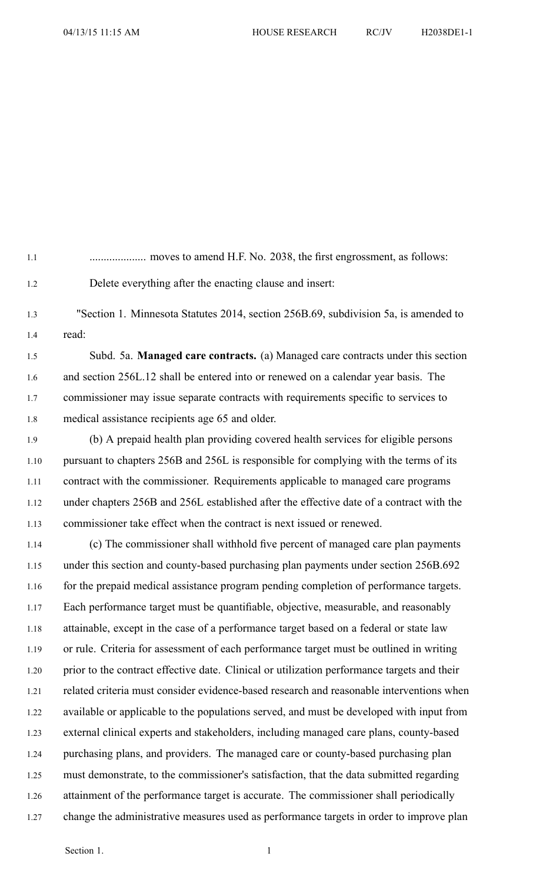.................... moves to amend H.F. No. 2038, the first engrossment, as follows:

Delete everything after the enacting clause and insert:

"Section 1. Minnesota Statutes 2014, section 256B.69, subdivision 5a, is amended to read:

Subd. 5a. **Managed care contracts.** (a) Managed care contracts under this section and section 256L.12 shall be entered into or renewed on a calendar year basis. The commissioner may issue separate contracts with requirements specific to services to medical assistance recipients age 65 and older.

(b) A prepaid health plan providing covered health services for eligible persons pursuant to chapters 256B and 256L is responsible for complying with the terms of its contract with the commissioner. Requirements applicable to managed care programs under chapters 256B and 256L established after the effective date of a contract with the commissioner take effect when the contract is next issued or renewed.

(c) The commissioner shall withhold five percent of managed care plan payments under this section and county-based purchasing plan payments under section 256B.692 for the prepaid medical assistance program pending completion of performance targets. Each performance target must be quantifiable, objective, measurable, and reasonably attainable, except in the case of a performance target based on a federal or state law or rule. Criteria for assessment of each performance target must be outlined in writing prior to the contract effective date. Clinical or utilization performance targets and their related criteria must consider evidence-based research and reasonable interventions when available or applicable to the populations served, and must be developed with input from external clinical experts and stakeholders, including managed care plans, county-based purchasing plans, and providers. The managed care or county-based purchasing plan must demonstrate, to the commissioner's satisfaction, that the data submitted regarding attainment of the performance target is accurate. The commissioner shall periodically change the administrative measures used as performance targets in order to improve plan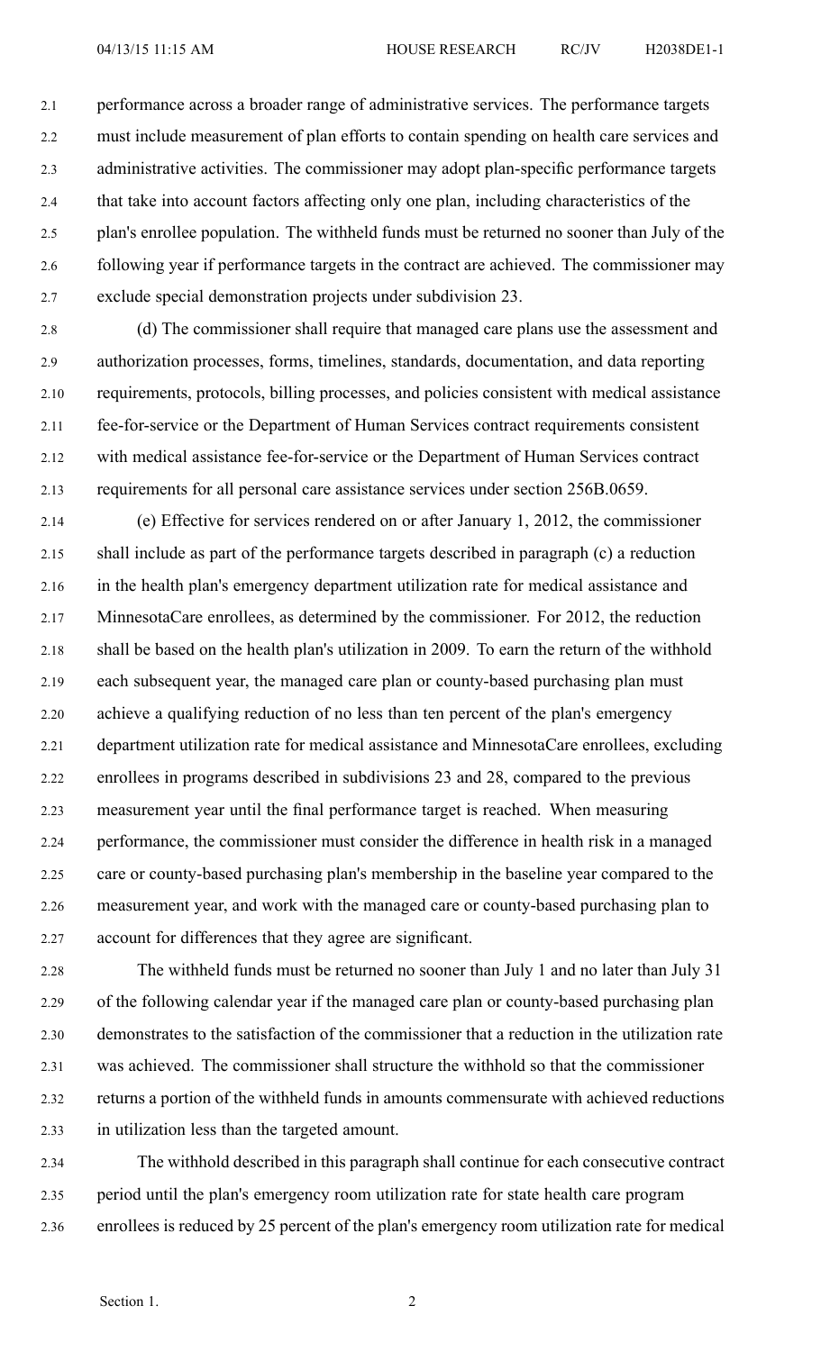performance across a broader range of administrative services. The performance targets must include measurement of plan efforts to contain spending on health care services and administrative activities. The commissioner may adopt plan-specific performance targets that take into account factors affecting only one plan, including characteristics of the plan's enrollee population. The withheld funds must be returned no sooner than July of the following year if performance targets in the contract are achieved. The commissioner may exclude special demonstration projects under subdivision 23.

(d) The commissioner shall require that managed care plans use the assessment and authorization processes, forms, timelines, standards, documentation, and data reporting requirements, protocols, billing processes, and policies consistent with medical assistance fee-for-service or the Department of Human Services contract requirements consistent with medical assistance fee-for-service or the Department of Human Services contract requirements for all personal care assistance services under section 256B.0659.

(e) Effective for services rendered on or after January 1, 2012, the commissioner shall include as part of the performance targets described in paragraph (c) a reduction in the health plan's emergency department utilization rate for medical assistance and MinnesotaCare enrollees, as determined by the commissioner. For 2012, the reduction shall be based on the health plan's utilization in 2009. To earn the return of the withhold each subsequent year, the managed care plan or county-based purchasing plan must achieve a qualifying reduction of no less than ten percent of the plan's emergency department utilization rate for medical assistance and MinnesotaCare enrollees, excluding enrollees in programs described in subdivisions 23 and 28, compared to the previous measurement year until the final performance target is reached. When measuring performance, the commissioner must consider the difference in health risk in a managed care or county-based purchasing plan's membership in the baseline year compared to the measurement year, and work with the managed care or county-based purchasing plan to account for differences that they agree are significant.

The withheld funds must be returned no sooner than July 1 and no later than July 31 of the following calendar year if the managed care plan or county-based purchasing plan demonstrates to the satisfaction of the commissioner that a reduction in the utilization rate was achieved. The commissioner shall structure the withhold so that the commissioner returns a portion of the withheld funds in amounts commensurate with achieved reductions in utilization less than the targeted amount.

The withhold described in this paragraph shall continue for each consecutive contract period until the plan's emergency room utilization rate for state health care program enrollees is reduced by 25 percent of the plan's emergency room utilization rate for medical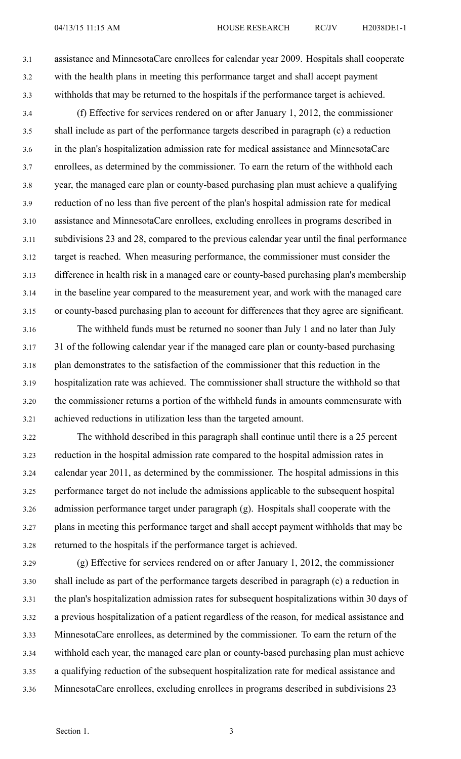assistance and MinnesotaCare enrollees for calendar year 2009. Hospitals shall cooperate with the health plans in meeting this performance target and shall accept payment withholds that may be returned to the hospitals if the performance target is achieved.

(f) Effective for services rendered on or after January 1, 2012, the commissioner shall include as part of the performance targets described in paragraph (c) a reduction in the plan's hospitalization admission rate for medical assistance and MinnesotaCare enrollees, as determined by the commissioner. To earn the return of the withhold each year, the managed care plan or county-based purchasing plan must achieve a qualifying reduction of no less than five percent of the plan's hospital admission rate for medical assistance and MinnesotaCare enrollees, excluding enrollees in programs described in subdivisions 23 and 28, compared to the previous calendar year until the final performance target is reached. When measuring performance, the commissioner must consider the difference in health risk in a managed care or county-based purchasing plan's membership in the baseline year compared to the measurement year, and work with the managed care or county-based purchasing plan to account for differences that they agree are significant.

The withheld funds must be returned no sooner than July 1 and no later than July 31 of the following calendar year if the managed care plan or county-based purchasing plan demonstrates to the satisfaction of the commissioner that this reduction in the hospitalization rate was achieved. The commissioner shall structure the withhold so that the commissioner returns a portion of the withheld funds in amounts commensurate with achieved reductions in utilization less than the targeted amount.

The withhold described in this paragraph shall continue until there is a 25 percent reduction in the hospital admission rate compared to the hospital admission rates in calendar year 2011, as determined by the commissioner. The hospital admissions in this performance target do not include the admissions applicable to the subsequent hospital admission performance target under paragraph (g). Hospitals shall cooperate with the plans in meeting this performance target and shall accept payment withholds that may be returned to the hospitals if the performance target is achieved.

(g) Effective for services rendered on or after January 1, 2012, the commissioner shall include as part of the performance targets described in paragraph (c) a reduction in the plan's hospitalization admission rates for subsequent hospitalizations within 30 days of a previous hospitalization of a patient regardless of the reason, for medical assistance and MinnesotaCare enrollees, as determined by the commissioner. To earn the return of the withhold each year, the managed care plan or county-based purchasing plan must achieve a qualifying reduction of the subsequent hospitalization rate for medical assistance and MinnesotaCare enrollees, excluding enrollees in programs described in subdivisions 23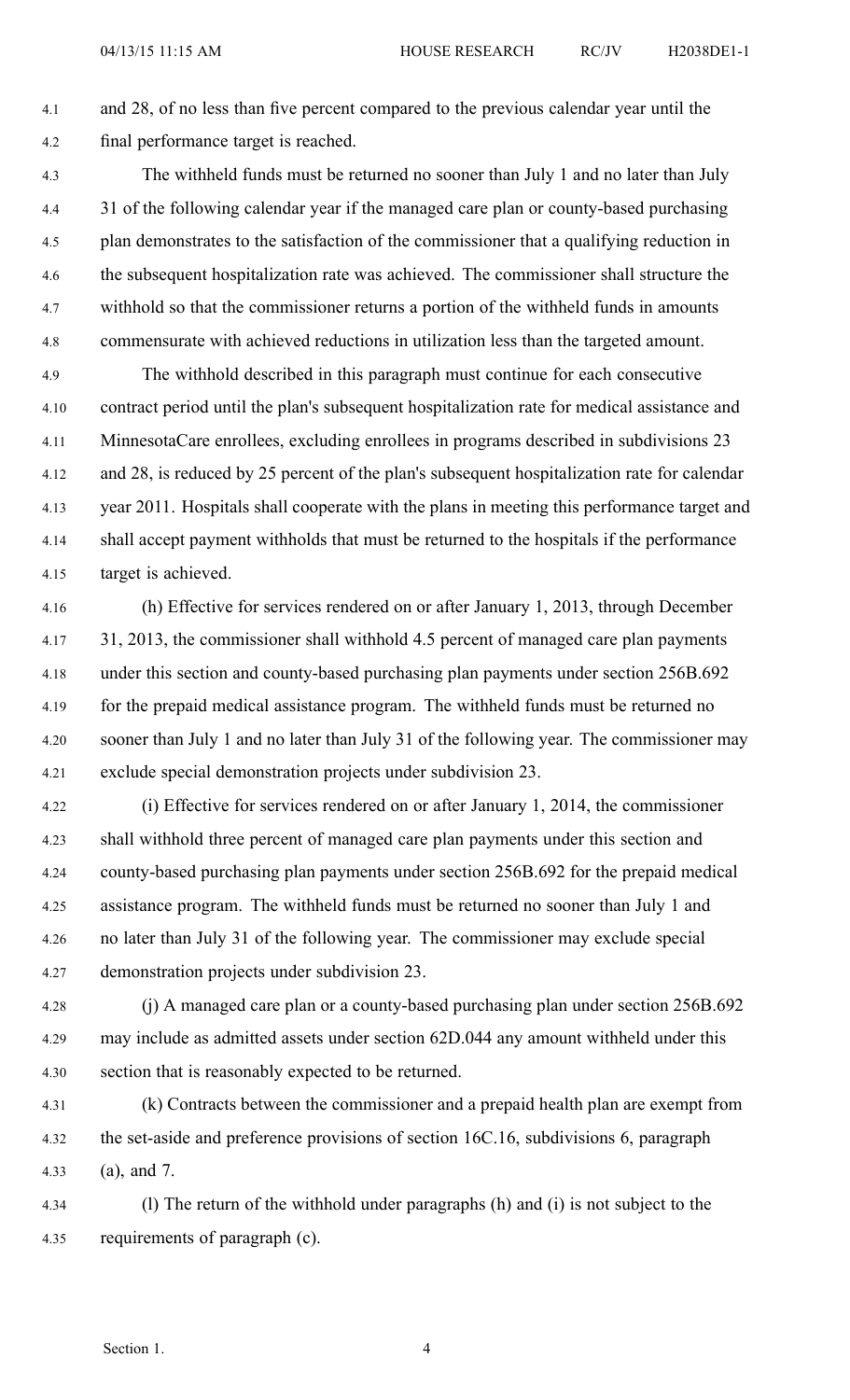and 28, of no less than five percent compared to the previous calendar year until the final performance target is reached.

The withheld funds must be returned no sooner than July 1 and no later than July 31 of the following calendar year if the managed care plan or county-based purchasing plan demonstrates to the satisfaction of the commissioner that a qualifying reduction in the subsequent hospitalization rate was achieved. The commissioner shall structure the withhold so that the commissioner returns a portion of the withheld funds in amounts commensurate with achieved reductions in utilization less than the targeted amount.

The withhold described in this paragraph must continue for each consecutive contract period until the plan's subsequent hospitalization rate for medical assistance and MinnesotaCare enrollees, excluding enrollees in programs described in subdivisions 23 and 28, is reduced by 25 percent of the plan's subsequent hospitalization rate for calendar year 2011. Hospitals shall cooperate with the plans in meeting this performance target and shall accept payment withholds that must be returned to the hospitals if the performance target is achieved.

(h) Effective for services rendered on or after January 1, 2013, through December 31, 2013, the commissioner shall withhold 4.5 percent of managed care plan payments under this section and county-based purchasing plan payments under section 256B.692 for the prepaid medical assistance program. The withheld funds must be returned no sooner than July 1 and no later than July 31 of the following year. The commissioner may exclude special demonstration projects under subdivision 23.

(i) Effective for services rendered on or after January 1, 2014, the commissioner shall withhold three percent of managed care plan payments under this section and county-based purchasing plan payments under section 256B.692 for the prepaid medical assistance program. The withheld funds must be returned no sooner than July 1 and no later than July 31 of the following year. The commissioner may exclude special demonstration projects under subdivision 23.

(j) A managed care plan or a county-based purchasing plan under section 256B.692 may include as admitted assets under section 62D.044 any amount withheld under this section that is reasonably expected to be returned.

(k) Contracts between the commissioner and a prepaid health plan are exempt from the set-aside and preference provisions of section 16C.16, subdivisions 6, paragraph (a), and 7.

(l) The return of the withhold under paragraphs (h) and (i) is not subject to the requirements of paragraph (c).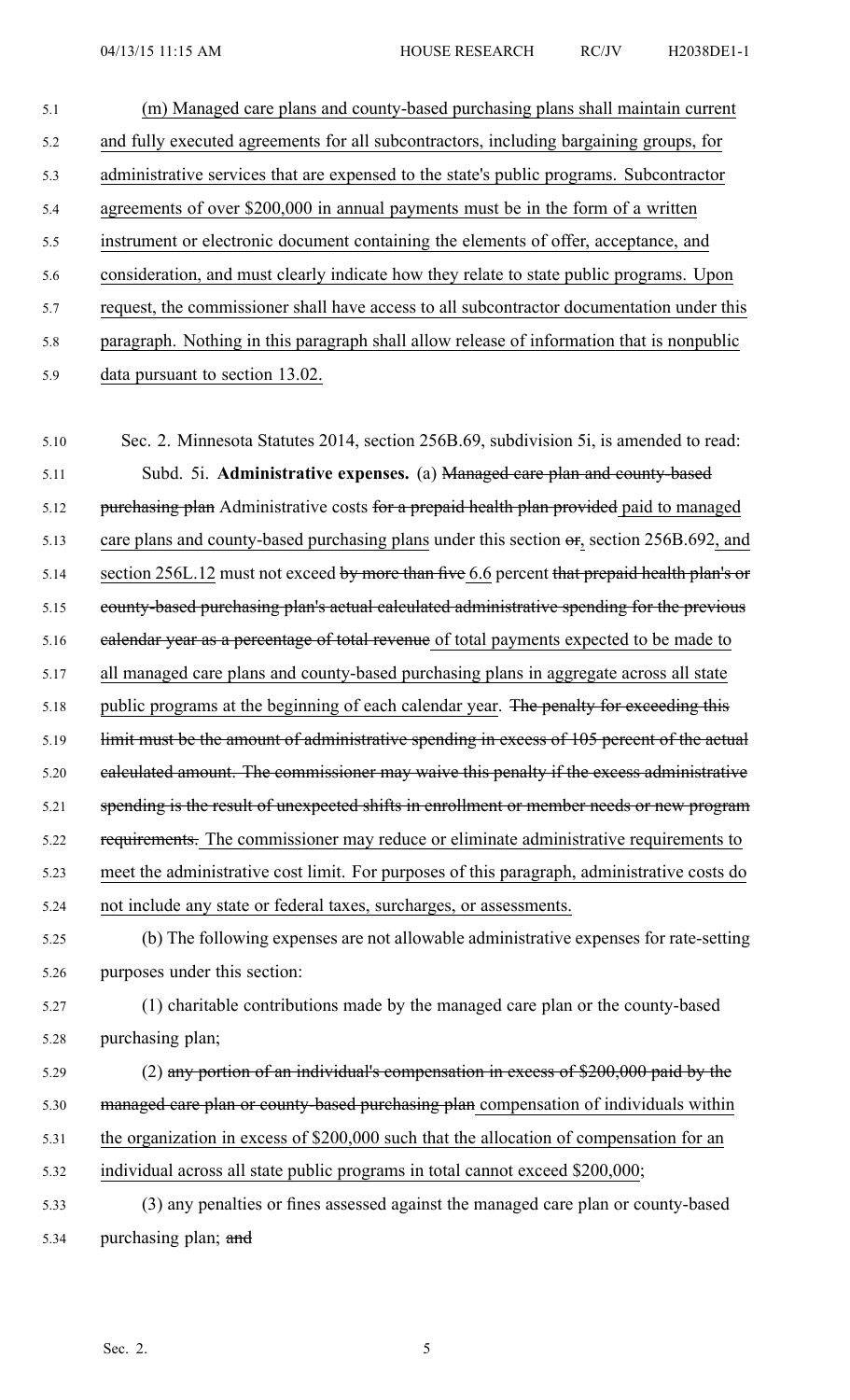(m) Managed care plans and county-based purchasing plans shall maintain current and fully executed agreements for all subcontractors, including bargaining groups, for administrative services that are expensed to the state's public programs. Subcontractor agreements of over $200,000 in annual payments must be in the form of a written instrument or electronic document containing the elements of offer, acceptance, and consideration, and must clearly indicate how they relate to state public programs. Upon request, the commissioner shall have access to all subcontractor documentation under this paragraph. Nothing in this paragraph shall allow release of information that is nonpublic data pursuant to section 13.02.

Sec. 2. Minnesota Statutes 2014, section 256B.69, subdivision 5i, is amended to read:

Subd. 5i. **Administrative expenses.** (a) ~~Managed care plan and county-based purchasing plan~~ Administrative costs ~~for a prepaid health plan provided~~ paid to managed care plans and county-based purchasing plans under this section ~~or~~, section 256B.692, and section 256L.12 must not exceed ~~by more than five~~ 6.6 percent ~~that prepaid health plan's or county-based purchasing plan's actual calculated administrative spending for the previous calendar year as a percentage of total revenue~~ of total payments expected to be made to all managed care plans and county-based purchasing plans in aggregate across all state public programs at the beginning of each calendar year. ~~The penalty for exceeding this limit must be the amount of administrative spending in excess of 105 percent of the actual calculated amount. The commissioner may waive this penalty if the excess administrative spending is the result of unexpected shifts in enrollment or member needs or new program requirements.~~ The commissioner may reduce or eliminate administrative requirements to meet the administrative cost limit. For purposes of this paragraph, administrative costs do not include any state or federal taxes, surcharges, or assessments.

(b) The following expenses are not allowable administrative expenses for rate-setting purposes under this section:

(1) charitable contributions made by the managed care plan or the county-based purchasing plan;

(2) ~~any portion of an individual's compensation in excess of $200,000 paid by the managed care plan or county-based purchasing plan~~ compensation of individuals within the organization in excess of $200,000 such that the allocation of compensation for an individual across all state public programs in total cannot exceed $200,000;

(3) any penalties or fines assessed against the managed care plan or county-based purchasing plan; ~~and~~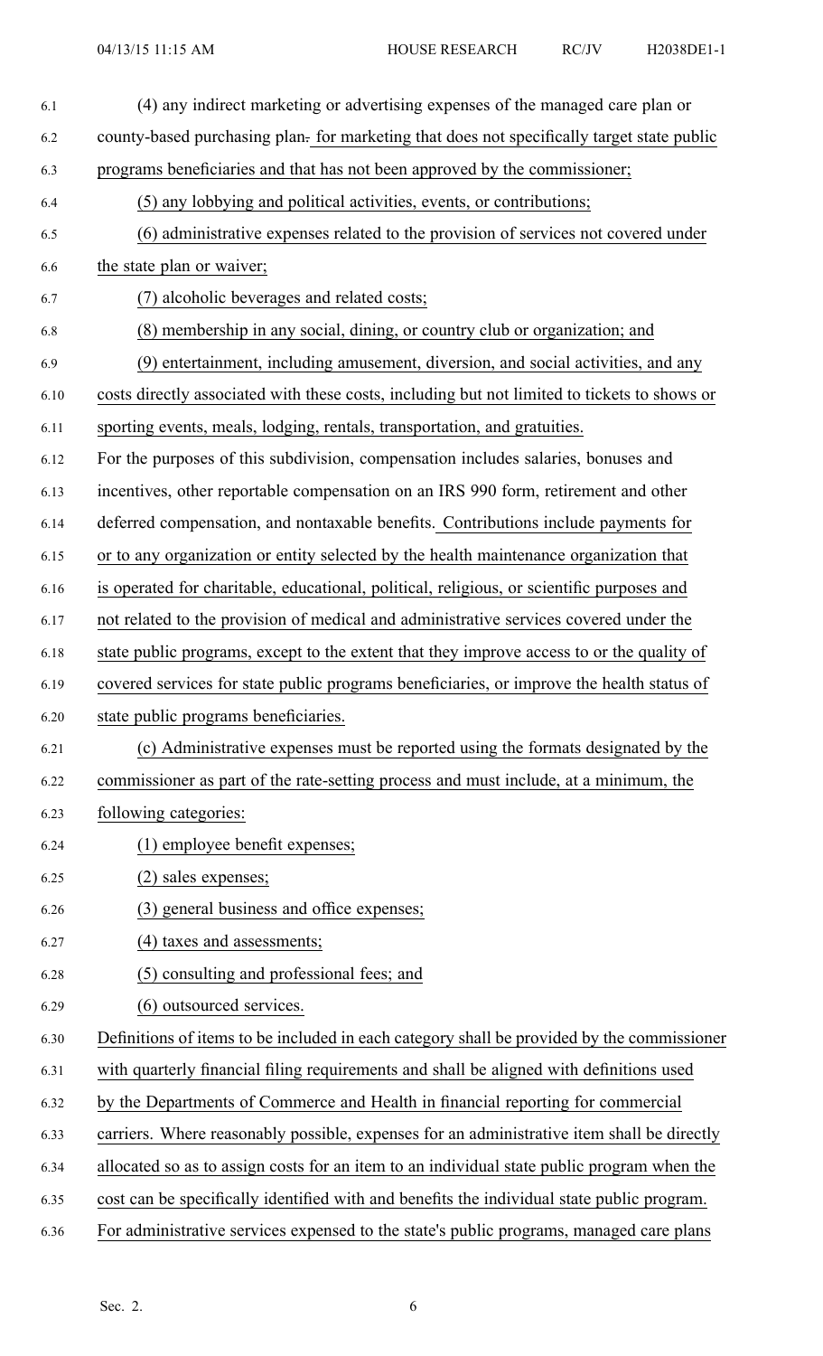(4) any indirect marketing or advertising expenses of the managed care plan or county-based purchasing plan. for marketing that does not specifically target state public programs beneficiaries and that has not been approved by the commissioner;

(5) any lobbying and political activities, events, or contributions;

(6) administrative expenses related to the provision of services not covered under the state plan or waiver;

(7) alcoholic beverages and related costs;

(8) membership in any social, dining, or country club or organization; and

(9) entertainment, including amusement, diversion, and social activities, and any costs directly associated with these costs, including but not limited to tickets to shows or sporting events, meals, lodging, rentals, transportation, and gratuities.

For the purposes of this subdivision, compensation includes salaries, bonuses and incentives, other reportable compensation on an IRS 990 form, retirement and other deferred compensation, and nontaxable benefits. Contributions include payments for or to any organization or entity selected by the health maintenance organization that is operated for charitable, educational, political, religious, or scientific purposes and not related to the provision of medical and administrative services covered under the state public programs, except to the extent that they improve access to or the quality of covered services for state public programs beneficiaries, or improve the health status of state public programs beneficiaries.

(c) Administrative expenses must be reported using the formats designated by the commissioner as part of the rate-setting process and must include, at a minimum, the following categories:

(1) employee benefit expenses;

(2) sales expenses;

(3) general business and office expenses;

(4) taxes and assessments;

(5) consulting and professional fees; and

(6) outsourced services.

Definitions of items to be included in each category shall be provided by the commissioner with quarterly financial filing requirements and shall be aligned with definitions used by the Departments of Commerce and Health in financial reporting for commercial carriers. Where reasonably possible, expenses for an administrative item shall be directly allocated so as to assign costs for an item to an individual state public program when the cost can be specifically identified with and benefits the individual state public program. For administrative services expensed to the state's public programs, managed care plans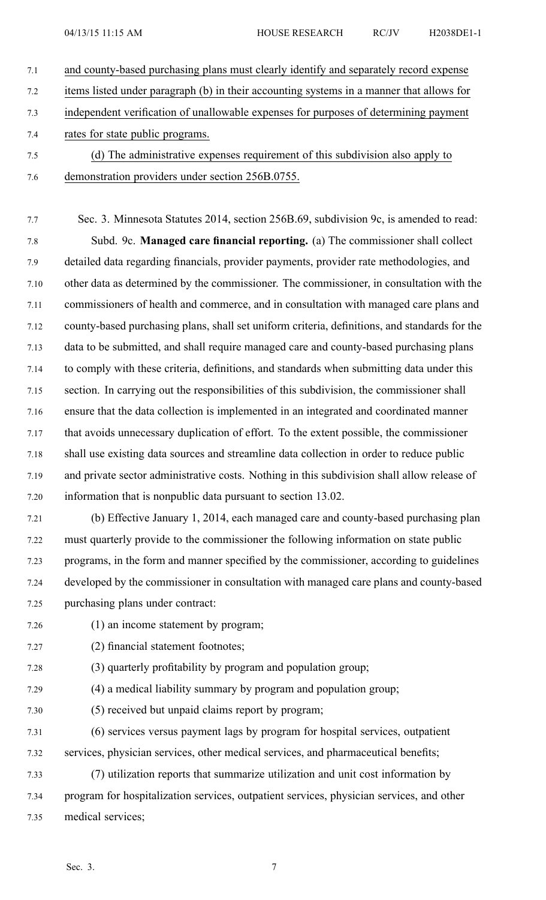and county-based purchasing plans must clearly identify and separately record expense items listed under paragraph (b) in their accounting systems in a manner that allows for independent verification of unallowable expenses for purposes of determining payment rates for state public programs.

(d) The administrative expenses requirement of this subdivision also apply to demonstration providers under section 256B.0755.

Sec. 3. Minnesota Statutes 2014, section 256B.69, subdivision 9c, is amended to read:

Subd. 9c. **Managed care financial reporting.** (a) The commissioner shall collect detailed data regarding financials, provider payments, provider rate methodologies, and other data as determined by the commissioner. The commissioner, in consultation with the commissioners of health and commerce, and in consultation with managed care plans and county-based purchasing plans, shall set uniform criteria, definitions, and standards for the data to be submitted, and shall require managed care and county-based purchasing plans to comply with these criteria, definitions, and standards when submitting data under this section. In carrying out the responsibilities of this subdivision, the commissioner shall ensure that the data collection is implemented in an integrated and coordinated manner that avoids unnecessary duplication of effort. To the extent possible, the commissioner shall use existing data sources and streamline data collection in order to reduce public and private sector administrative costs. Nothing in this subdivision shall allow release of information that is nonpublic data pursuant to section 13.02.

(b) Effective January 1, 2014, each managed care and county-based purchasing plan must quarterly provide to the commissioner the following information on state public programs, in the form and manner specified by the commissioner, according to guidelines developed by the commissioner in consultation with managed care plans and county-based purchasing plans under contract:

(1) an income statement by program;

(2) financial statement footnotes;

(3) quarterly profitability by program and population group;

(4) a medical liability summary by program and population group;

(5) received but unpaid claims report by program;

(6) services versus payment lags by program for hospital services, outpatient services, physician services, other medical services, and pharmaceutical benefits;

(7) utilization reports that summarize utilization and unit cost information by program for hospitalization services, outpatient services, physician services, and other medical services;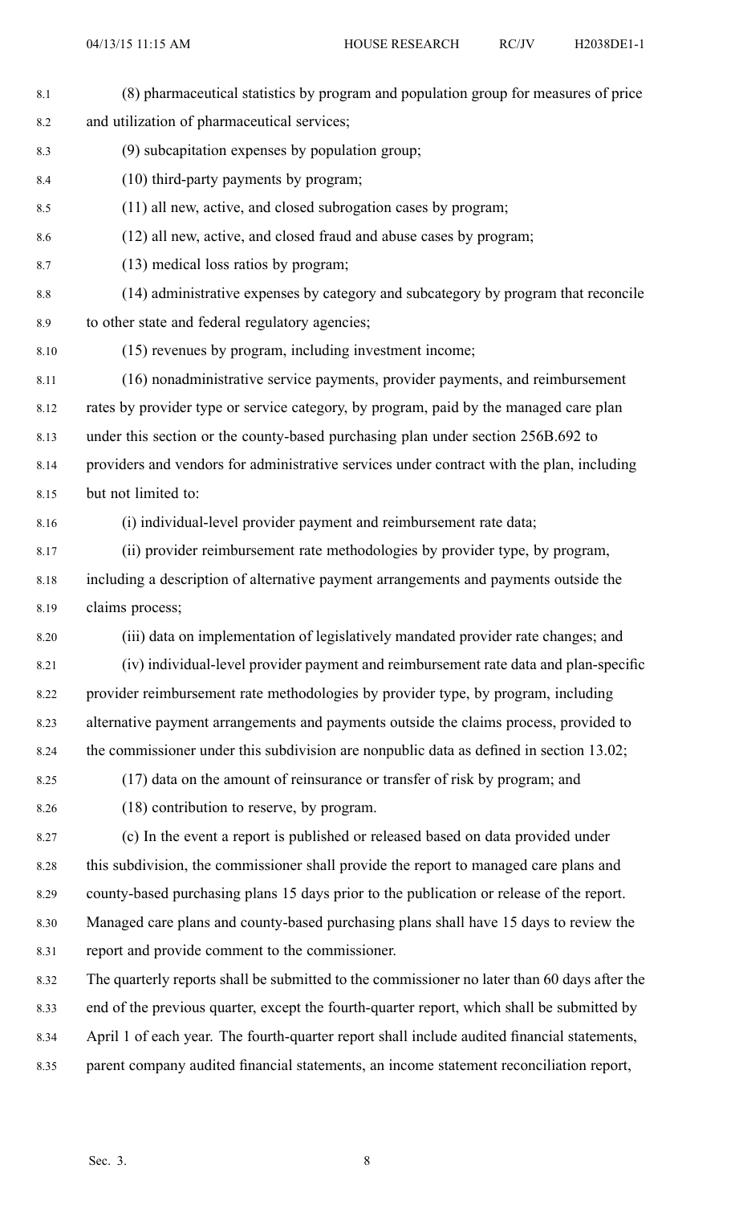(8) pharmaceutical statistics by program and population group for measures of price and utilization of pharmaceutical services;

(9) subcapitation expenses by population group;

(10) third-party payments by program;

(11) all new, active, and closed subrogation cases by program;

(12) all new, active, and closed fraud and abuse cases by program;

(13) medical loss ratios by program;

(14) administrative expenses by category and subcategory by program that reconcile to other state and federal regulatory agencies;

(15) revenues by program, including investment income;

(16) nonadministrative service payments, provider payments, and reimbursement rates by provider type or service category, by program, paid by the managed care plan under this section or the county-based purchasing plan under section 256B.692 to providers and vendors for administrative services under contract with the plan, including but not limited to:

(i) individual-level provider payment and reimbursement rate data;

(ii) provider reimbursement rate methodologies by provider type, by program, including a description of alternative payment arrangements and payments outside the claims process;

(iii) data on implementation of legislatively mandated provider rate changes; and

(iv) individual-level provider payment and reimbursement rate data and plan-specific provider reimbursement rate methodologies by provider type, by program, including alternative payment arrangements and payments outside the claims process, provided to the commissioner under this subdivision are nonpublic data as defined in section 13.02;

(17) data on the amount of reinsurance or transfer of risk by program; and

(18) contribution to reserve, by program.

(c) In the event a report is published or released based on data provided under this subdivision, the commissioner shall provide the report to managed care plans and county-based purchasing plans 15 days prior to the publication or release of the report. Managed care plans and county-based purchasing plans shall have 15 days to review the report and provide comment to the commissioner.

The quarterly reports shall be submitted to the commissioner no later than 60 days after the end of the previous quarter, except the fourth-quarter report, which shall be submitted by April 1 of each year. The fourth-quarter report shall include audited financial statements, parent company audited financial statements, an income statement reconciliation report,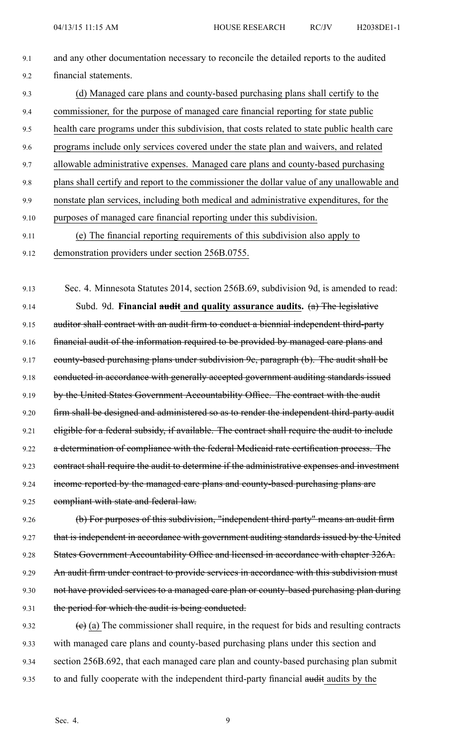and any other documentation necessary to reconcile the detailed reports to the audited financial statements.

(d) Managed care plans and county-based purchasing plans shall certify to the commissioner, for the purpose of managed care financial reporting for state public health care programs under this subdivision, that costs related to state public health care programs include only services covered under the state plan and waivers, and related allowable administrative expenses. Managed care plans and county-based purchasing plans shall certify and report to the commissioner the dollar value of any unallowable and nonstate plan services, including both medical and administrative expenditures, for the purposes of managed care financial reporting under this subdivision.

(e) The financial reporting requirements of this subdivision also apply to demonstration providers under section 256B.0755.

Sec. 4. Minnesota Statutes 2014, section 256B.69, subdivision 9d, is amended to read:

Subd. 9d. **Financial ~~audit~~ and quality assurance audits.** ~~(a) The legislative auditor shall contract with an audit firm to conduct a biennial independent third-party financial audit of the information required to be provided by managed care plans and county-based purchasing plans under subdivision 9c, paragraph (b). The audit shall be conducted in accordance with generally accepted government auditing standards issued by the United States Government Accountability Office. The contract with the audit firm shall be designed and administered so as to render the independent third-party audit eligible for a federal subsidy, if available. The contract shall require the audit to include a determination of compliance with the federal Medicaid rate certification process. The contract shall require the audit to determine if the administrative expenses and investment income reported by the managed care plans and county-based purchasing plans are compliant with state and federal law.~~

~~(b) For purposes of this subdivision, "independent third party" means an audit firm that is independent in accordance with government auditing standards issued by the United States Government Accountability Office and licensed in accordance with chapter 326A. An audit firm under contract to provide services in accordance with this subdivision must not have provided services to a managed care plan or county-based purchasing plan during the period for which the audit is being conducted.~~

~~(c)~~ (a) The commissioner shall require, in the request for bids and resulting contracts with managed care plans and county-based purchasing plans under this section and section 256B.692, that each managed care plan and county-based purchasing plan submit to and fully cooperate with the independent third-party financial ~~audit~~ audits by the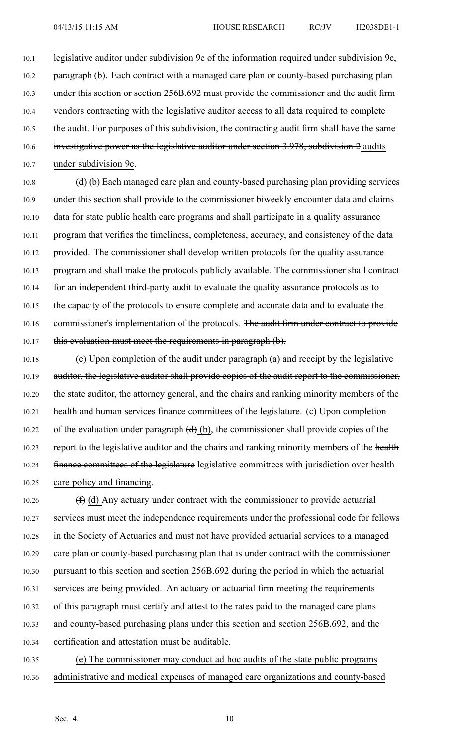legislative auditor under subdivision 9e of the information required under subdivision 9c, paragraph (b). Each contract with a managed care plan or county-based purchasing plan under this section or section 256B.692 must provide the commissioner and the ~~audit firm~~ vendors contracting with the legislative auditor access to all data required to complete ~~the audit. For purposes of this subdivision, the contracting audit firm shall have the same investigative power as the legislative auditor under section 3.978, subdivision 2~~ audits under subdivision 9e.

~~(d)~~ (b) Each managed care plan and county-based purchasing plan providing services under this section shall provide to the commissioner biweekly encounter data and claims data for state public health care programs and shall participate in a quality assurance program that verifies the timeliness, completeness, accuracy, and consistency of the data provided. The commissioner shall develop written protocols for the quality assurance program and shall make the protocols publicly available. The commissioner shall contract for an independent third-party audit to evaluate the quality assurance protocols as to the capacity of the protocols to ensure complete and accurate data and to evaluate the commissioner's implementation of the protocols. ~~The audit firm under contract to provide this evaluation must meet the requirements in paragraph (b).~~

~~(e) Upon completion of the audit under paragraph (a) and receipt by the legislative auditor, the legislative auditor shall provide copies of the audit report to the commissioner, the state auditor, the attorney general, and the chairs and ranking minority members of the health and human services finance committees of the legislature.~~ (c) Upon completion of the evaluation under paragraph ~~(d)~~ (b), the commissioner shall provide copies of the report to the legislative auditor and the chairs and ranking minority members of the ~~health finance committees of the legislature~~ legislative committees with jurisdiction over health care policy and financing.

~~(f)~~ (d) Any actuary under contract with the commissioner to provide actuarial services must meet the independence requirements under the professional code for fellows in the Society of Actuaries and must not have provided actuarial services to a managed care plan or county-based purchasing plan that is under contract with the commissioner pursuant to this section and section 256B.692 during the period in which the actuarial services are being provided. An actuary or actuarial firm meeting the requirements of this paragraph must certify and attest to the rates paid to the managed care plans and county-based purchasing plans under this section and section 256B.692, and the certification and attestation must be auditable.

(e) The commissioner may conduct ad hoc audits of the state public programs administrative and medical expenses of managed care organizations and county-based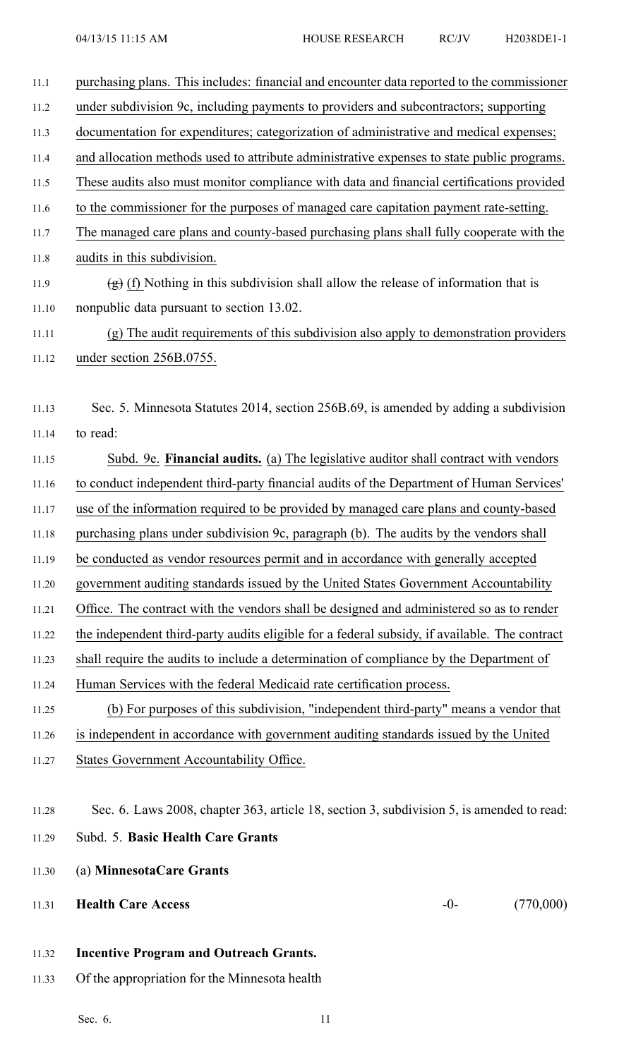purchasing plans. This includes: financial and encounter data reported to the commissioner under subdivision 9c, including payments to providers and subcontractors; supporting documentation for expenditures; categorization of administrative and medical expenses; and allocation methods used to attribute administrative expenses to state public programs. These audits also must monitor compliance with data and financial certifications provided to the commissioner for the purposes of managed care capitation payment rate-setting. The managed care plans and county-based purchasing plans shall fully cooperate with the audits in this subdivision.

~~(g)~~ (f) Nothing in this subdivision shall allow the release of information that is nonpublic data pursuant to section 13.02.

(g) The audit requirements of this subdivision also apply to demonstration providers under section 256B.0755.

Sec. 5. Minnesota Statutes 2014, section 256B.69, is amended by adding a subdivision to read:

Subd. 9e. **Financial audits.** (a) The legislative auditor shall contract with vendors to conduct independent third-party financial audits of the Department of Human Services' use of the information required to be provided by managed care plans and county-based purchasing plans under subdivision 9c, paragraph (b). The audits by the vendors shall be conducted as vendor resources permit and in accordance with generally accepted government auditing standards issued by the United States Government Accountability Office. The contract with the vendors shall be designed and administered so as to render the independent third-party audits eligible for a federal subsidy, if available. The contract shall require the audits to include a determination of compliance by the Department of Human Services with the federal Medicaid rate certification process.

(b) For purposes of this subdivision, "independent third-party" means a vendor that is independent in accordance with government auditing standards issued by the United States Government Accountability Office.

Sec. 6. Laws 2008, chapter 363, article 18, section 3, subdivision 5, is amended to read:

Subd. 5. **Basic Health Care Grants**

(a) **MinnesotaCare Grants**

| | | |
|---|---|---|
| **Health Care Access** | -0- | (770,000) |

**Incentive Program and Outreach Grants.**

Of the appropriation for the Minnesota health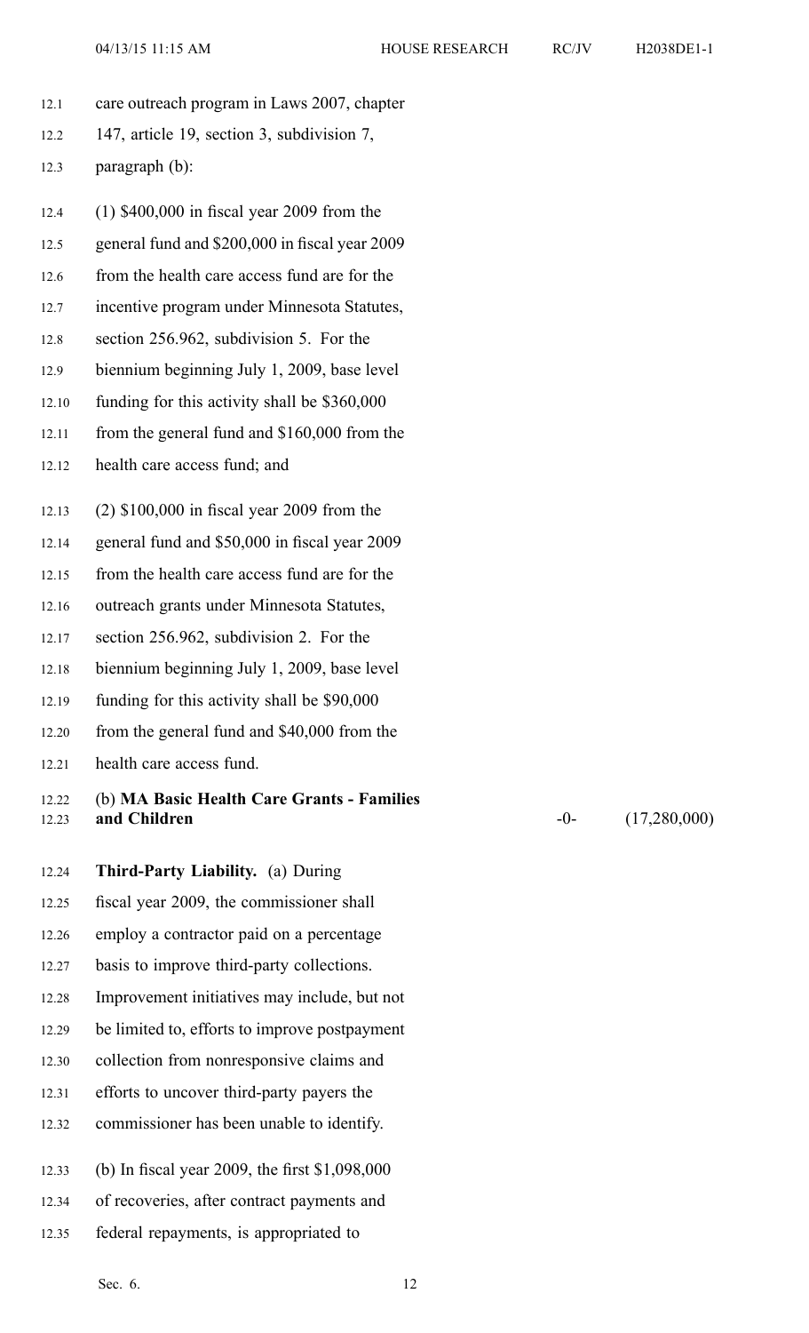care outreach program in Laws 2007, chapter 147, article 19, section 3, subdivision 7, paragraph (b):

(1) $400,000 in fiscal year 2009 from the general fund and $200,000 in fiscal year 2009 from the health care access fund are for the incentive program under Minnesota Statutes, section 256.962, subdivision 5. For the biennium beginning July 1, 2009, base level funding for this activity shall be $360,000 from the general fund and $160,000 from the health care access fund; and

(2) $100,000 in fiscal year 2009 from the general fund and $50,000 in fiscal year 2009 from the health care access fund are for the outreach grants under Minnesota Statutes, section 256.962, subdivision 2. For the biennium beginning July 1, 2009, base level funding for this activity shall be $90,000 from the general fund and $40,000 from the health care access fund.

| (b) **MA Basic Health Care Grants - Families and Children** | -0- | (17,280,000) |
| --- | --- | --- |

**Third-Party Liability.** (a) During fiscal year 2009, the commissioner shall employ a contractor paid on a percentage basis to improve third-party collections. Improvement initiatives may include, but not be limited to, efforts to improve postpayment collection from nonresponsive claims and efforts to uncover third-party payers the commissioner has been unable to identify.

(b) In fiscal year 2009, the first $1,098,000 of recoveries, after contract payments and federal repayments, is appropriated to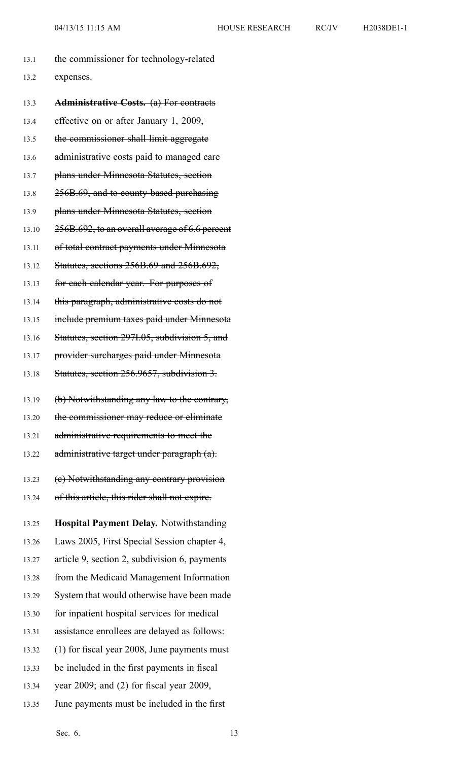the commissioner for technology-related expenses.

**~~Administrative Costs.~~** ~~(a) For contracts effective on or after January 1, 2009, the commissioner shall limit aggregate administrative costs paid to managed care plans under Minnesota Statutes, section 256B.69, and to county-based purchasing plans under Minnesota Statutes, section 256B.692, to an overall average of 6.6 percent of total contract payments under Minnesota Statutes, sections 256B.69 and 256B.692, for each calendar year. For purposes of this paragraph, administrative costs do not include premium taxes paid under Minnesota Statutes, section 297I.05, subdivision 5, and provider surcharges paid under Minnesota Statutes, section 256.9657, subdivision 3.~~

~~(b) Notwithstanding any law to the contrary, the commissioner may reduce or eliminate administrative requirements to meet the administrative target under paragraph (a).~~

~~(c) Notwithstanding any contrary provision of this article, this rider shall not expire.~~

**Hospital Payment Delay.** Notwithstanding Laws 2005, First Special Session chapter 4, article 9, section 2, subdivision 6, payments from the Medicaid Management Information System that would otherwise have been made for inpatient hospital services for medical assistance enrollees are delayed as follows: (1) for fiscal year 2008, June payments must be included in the first payments in fiscal year 2009; and (2) for fiscal year 2009, June payments must be included in the first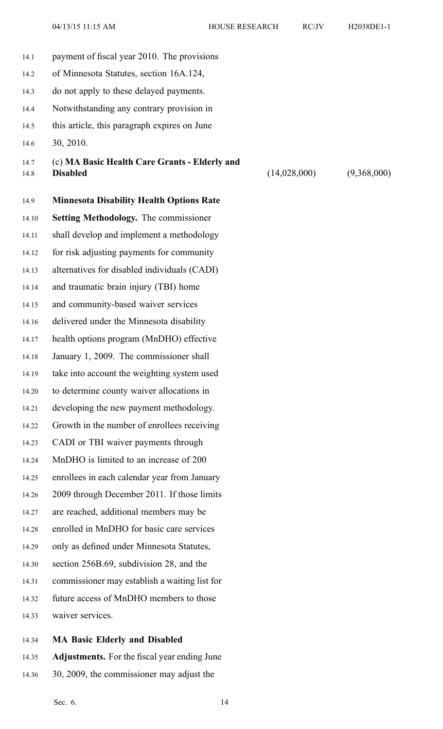payment of fiscal year 2010. The provisions of Minnesota Statutes, section 16A.124, do not apply to these delayed payments. Notwithstanding any contrary provision in this article, this paragraph expires on June 30, 2010.

| | | |
|---|---|---|
| (c) **MA Basic Health Care Grants - Elderly and Disabled** | (14,028,000) | (9,368,000) |

**Minnesota Disability Health Options Rate Setting Methodology.** The commissioner shall develop and implement a methodology for risk adjusting payments for community alternatives for disabled individuals (CADI) and traumatic brain injury (TBI) home and community-based waiver services delivered under the Minnesota disability health options program (MnDHO) effective January 1, 2009. The commissioner shall take into account the weighting system used to determine county waiver allocations in developing the new payment methodology. Growth in the number of enrollees receiving CADI or TBI waiver payments through MnDHO is limited to an increase of 200 enrollees in each calendar year from January 2009 through December 2011. If those limits are reached, additional members may be enrolled in MnDHO for basic care services only as defined under Minnesota Statutes, section 256B.69, subdivision 28, and the commissioner may establish a waiting list for future access of MnDHO members to those waiver services.

**MA Basic Elderly and Disabled Adjustments.** For the fiscal year ending June 30, 2009, the commissioner may adjust the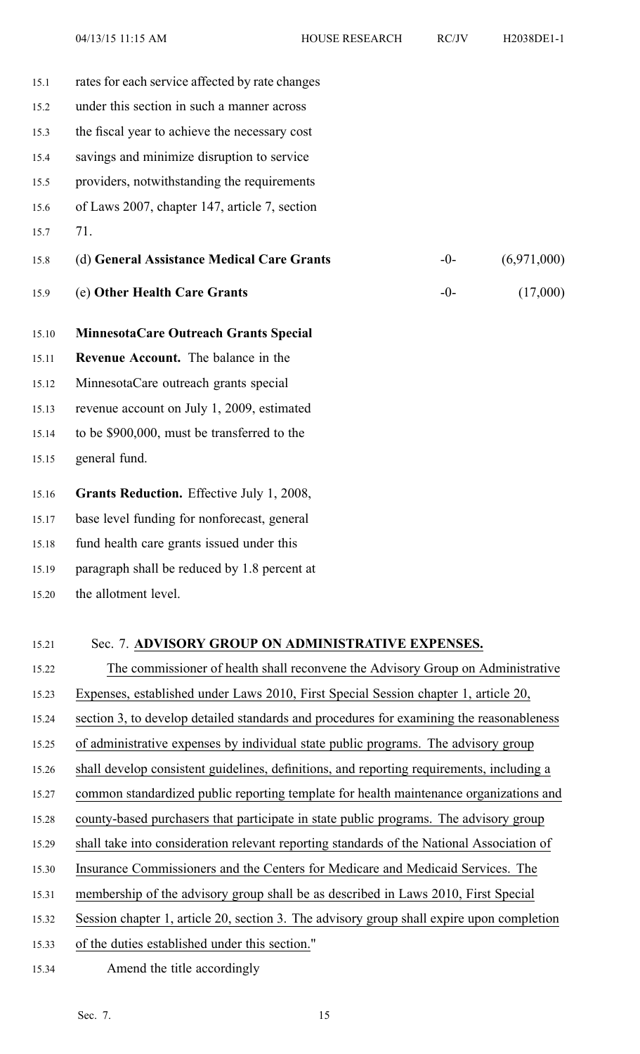rates for each service affected by rate changes under this section in such a manner across the fiscal year to achieve the necessary cost savings and minimize disruption to service providers, notwithstanding the requirements of Laws 2007, chapter 147, article 7, section 71.

| | | |
|---|---|---|
| (d) **General Assistance Medical Care Grants** | -0- | (6,971,000) |
| (e) **Other Health Care Grants** | -0- | (17,000) |

**MinnesotaCare Outreach Grants Special Revenue Account.** The balance in the MinnesotaCare outreach grants special revenue account on July 1, 2009, estimated to be $900,000, must be transferred to the general fund.

**Grants Reduction.** Effective July 1, 2008, base level funding for nonforecast, general fund health care grants issued under this paragraph shall be reduced by 1.8 percent at the allotment level.

Sec. 7. **ADVISORY GROUP ON ADMINISTRATIVE EXPENSES.**

The commissioner of health shall reconvene the Advisory Group on Administrative Expenses, established under Laws 2010, First Special Session chapter 1, article 20, section 3, to develop detailed standards and procedures for examining the reasonableness of administrative expenses by individual state public programs. The advisory group shall develop consistent guidelines, definitions, and reporting requirements, including a common standardized public reporting template for health maintenance organizations and county-based purchasers that participate in state public programs. The advisory group shall take into consideration relevant reporting standards of the National Association of Insurance Commissioners and the Centers for Medicare and Medicaid Services. The membership of the advisory group shall be as described in Laws 2010, First Special Session chapter 1, article 20, section 3. The advisory group shall expire upon completion of the duties established under this section."

Amend the title accordingly